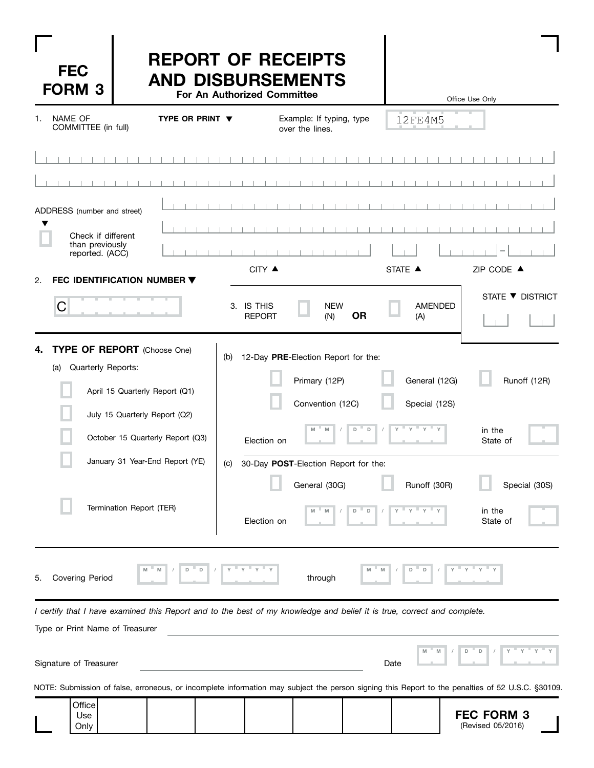# FEC FORM 3

# REPORT OF RECEIPTS AND DISBURSEMENTS

**For An Authorized Committee**

Office Use Only

1. NAME OF COMMITTEE (in full)

**TYPE OR PRINT ▼**

Example: If typing, type over the lines.

12FE4M5

ADDRESS (number and street)

▼

☐ Check if different than previously reported. (ACC)

CITY ▲ STATE ▲ ZIP CODE ▲

2. **FEC IDENTIFICATION NUMBER ▼**

C

3. IS THIS REPORT ☐ NEW (N) **OR** ☐ AMENDED (A)

STATE ▼ DISTRICT

4. **TYPE OF REPORT** (Choose One)

(a) Quarterly Reports:

- ☐ April 15 Quarterly Report (Q1)
- ☐ July 15 Quarterly Report (Q2)
- ☐ October 15 Quarterly Report (Q3)
- ☐ January 31 Year-End Report (YE)
- ☐ Termination Report (TER)

(b) 12-Day **PRE**-Election Report for the:

- ☐ Primary (12P)
- ☐ General (12G)
- ☐ Runoff (12R)
- ☐ Convention (12C)
- ☐ Special (12S)

Election on M M / D D / Y Y Y Y in the State of

(c) 30-Day **POST**-Election Report for the:

- ☐ General (30G)
- ☐ Runoff (30R)
- ☐ Special (30S)

Election on M M / D D / Y Y Y Y in the State of

5. Covering Period M M / D D / Y Y Y Y through M M / D D / Y Y Y Y

*I certify that I have examined this Report and to the best of my knowledge and belief it is true, correct and complete.*

Type or Print Name of Treasurer

Signature of Treasurer

Date M M / D D / Y Y Y Y

NOTE: Submission of false, erroneous, or incomplete information may subject the person signing this Report to the penalties of 52 U.S.C. §30109.

| Office Use Only | | | | | | |
|---|---|---|---|---|---|---|

**FEC FORM 3**
(Revised 05/2016)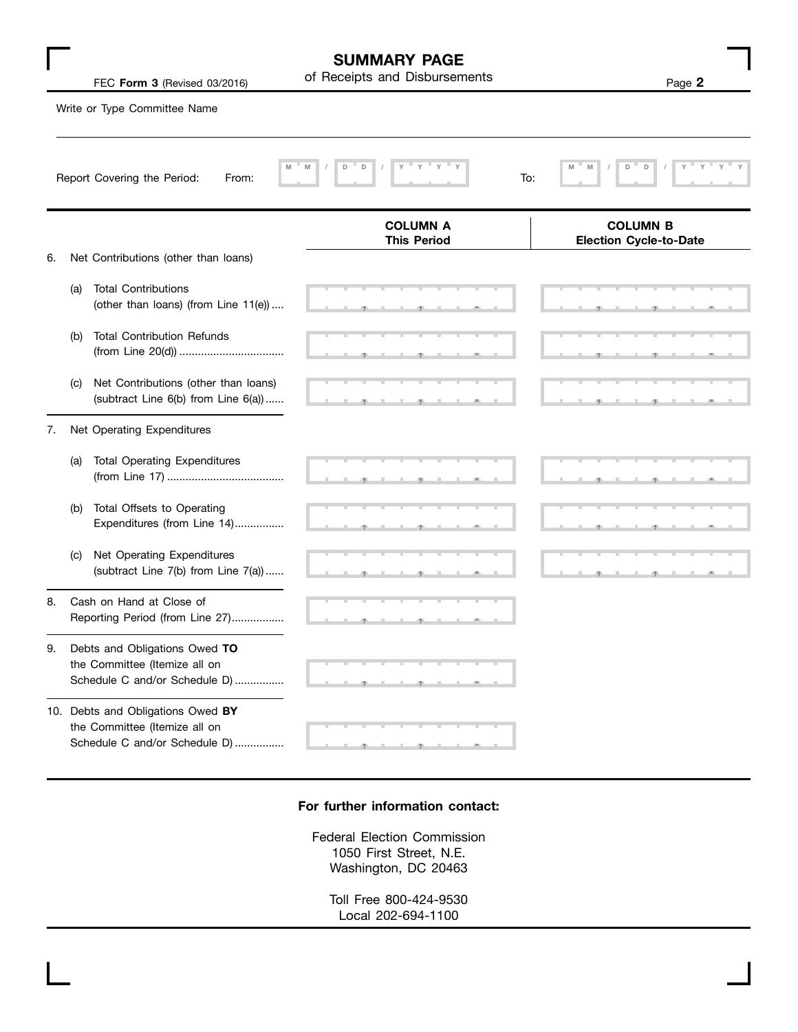# SUMMARY PAGE
of Receipts and Disbursements

FEC **Form 3** (Revised 03/2016)

Write or Type Committee Name

Report Covering the Period: From: MM / DD / YYYY To: MM / DD / YYYY

| | COLUMN A This Period | COLUMN B Election Cycle-to-Date |
|---|---|---|
| 6. Net Contributions (other than loans) | | |
| (a) Total Contributions (other than loans) (from Line 11(e)) .... | | |
| (b) Total Contribution Refunds (from Line 20(d)) .... | | |
| (c) Net Contributions (other than loans) (subtract Line 6(b) from Line 6(a)) ...... | | |
| 7. Net Operating Expenditures | | |
| (a) Total Operating Expenditures (from Line 17) .... | | |
| (b) Total Offsets to Operating Expenditures (from Line 14).... | | |
| (c) Net Operating Expenditures (subtract Line 7(b) from Line 7(a)) ...... | | |
| 8. Cash on Hand at Close of Reporting Period (from Line 27).... | | |
| 9. Debts and Obligations Owed **TO** the Committee (Itemize all on Schedule C and/or Schedule D) .... | | |
| 10. Debts and Obligations Owed **BY** the Committee (Itemize all on Schedule C and/or Schedule D) .... | | |

**For further information contact:**

Federal Election Commission
1050 First Street, N.E.
Washington, DC 20463

Toll Free 800-424-9530
Local 202-694-1100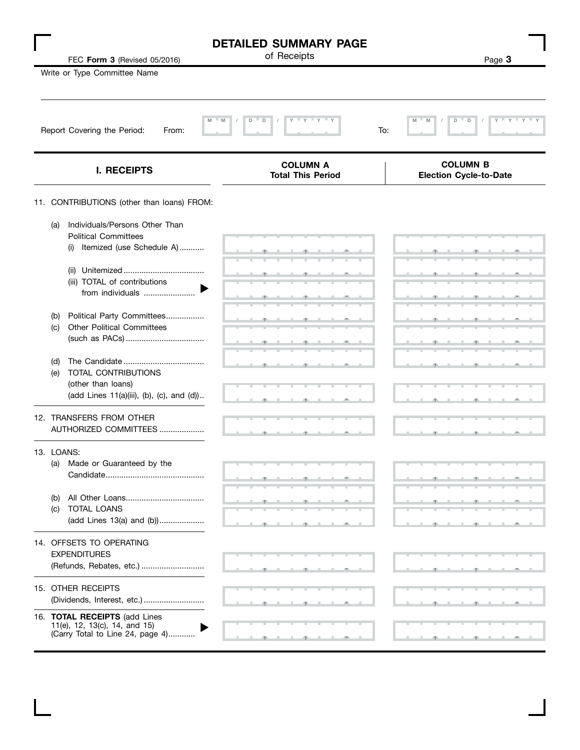# DETAILED SUMMARY PAGE

of Receipts

FEC **Form 3** (Revised 05/2016)

Write or Type Committee Name

Report Covering the Period: From: MM / DD / YYYY To: MM / DD / YYYY

| I. RECEIPTS | COLUMN A Total This Period | COLUMN B Election Cycle-to-Date |
|---|---|---|
| 11. CONTRIBUTIONS (other than loans) FROM: | | |
| (a) Individuals/Persons Other Than Political Committees (i) Itemized (use Schedule A) | | |
| (ii) Unitemized | | |
| (iii) TOTAL of contributions from individuals ▶ | | |
| (b) Political Party Committees | | |
| (c) Other Political Committees (such as PACs) | | |
| (d) The Candidate | | |
| (e) TOTAL CONTRIBUTIONS (other than loans) (add Lines 11(a)(iii), (b), (c), and (d)) | | |
| 12. TRANSFERS FROM OTHER AUTHORIZED COMMITTEES | | |
| 13. LOANS: (a) Made or Guaranteed by the Candidate | | |
| (b) All Other Loans | | |
| (c) TOTAL LOANS (add Lines 13(a) and (b)) | | |
| 14. OFFSETS TO OPERATING EXPENDITURES (Refunds, Rebates, etc.) | | |
| 15. OTHER RECEIPTS (Dividends, Interest, etc.) | | |
| 16. **TOTAL RECEIPTS** (add Lines 11(e), 12, 13(c), 14, and 15) (Carry Total to Line 24, page 4) ▶ | | |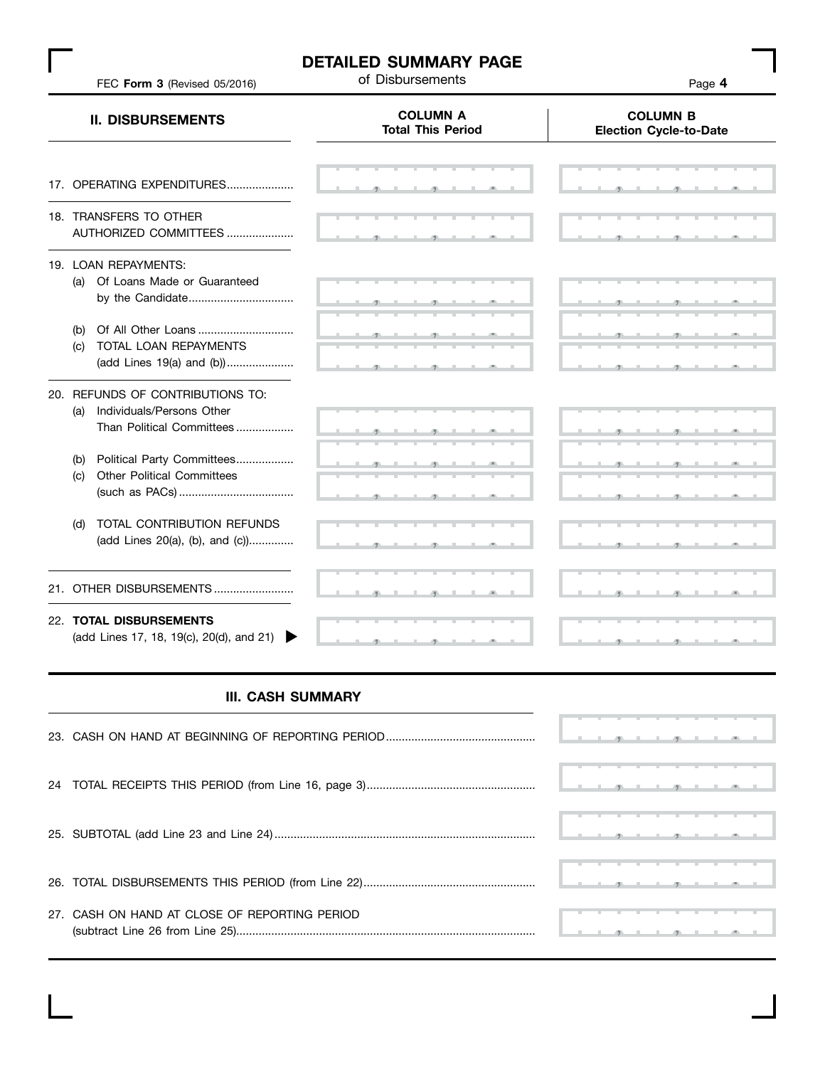# DETAILED SUMMARY PAGE

of Disbursements

FEC **Form 3** (Revised 05/2016)

| II. DISBURSEMENTS | COLUMN A Total This Period | COLUMN B Election Cycle-to-Date |
|---|---|---|
| 17. OPERATING EXPENDITURES | | |
| 18. TRANSFERS TO OTHER AUTHORIZED COMMITTEES | | |
| 19. LOAN REPAYMENTS: | | |
| (a) Of Loans Made or Guaranteed by the Candidate | | |
| (b) Of All Other Loans | | |
| (c) TOTAL LOAN REPAYMENTS (add Lines 19(a) and (b)) | | |
| 20. REFUNDS OF CONTRIBUTIONS TO: | | |
| (a) Individuals/Persons Other Than Political Committees | | |
| (b) Political Party Committees | | |
| (c) Other Political Committees (such as PACs) | | |
| (d) TOTAL CONTRIBUTION REFUNDS (add Lines 20(a), (b), and (c)) | | |
| 21. OTHER DISBURSEMENTS | | |
| 22. **TOTAL DISBURSEMENTS** (add Lines 17, 18, 19(c), 20(d), and 21) ▶ | | |

## III. CASH SUMMARY

| | |
|---|---|
| 23. CASH ON HAND AT BEGINNING OF REPORTING PERIOD | |
| 24 TOTAL RECEIPTS THIS PERIOD (from Line 16, page 3) | |
| 25. SUBTOTAL (add Line 23 and Line 24) | |
| 26. TOTAL DISBURSEMENTS THIS PERIOD (from Line 22) | |
| 27. CASH ON HAND AT CLOSE OF REPORTING PERIOD (subtract Line 26 from Line 25) | |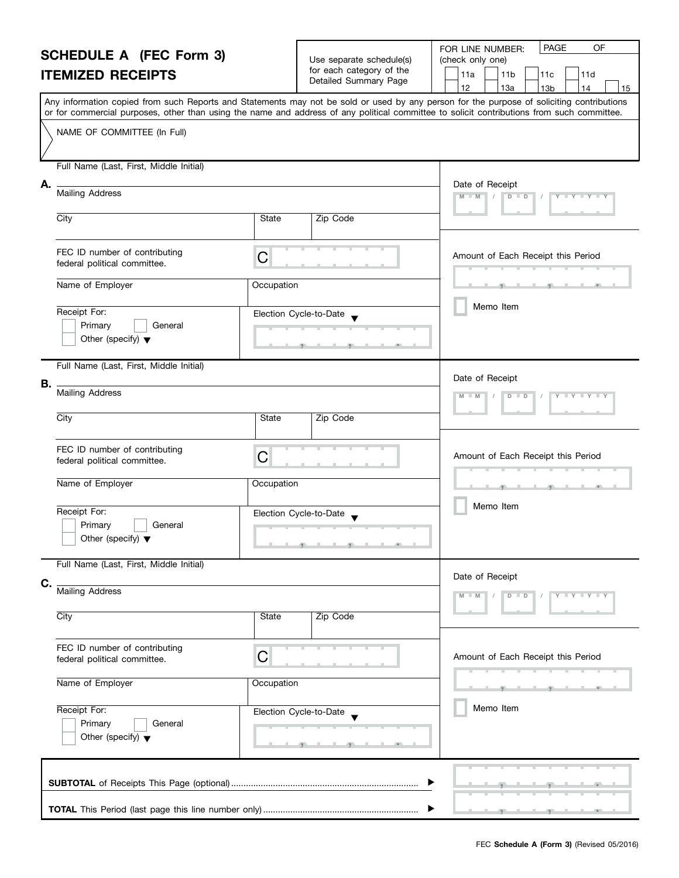# SCHEDULE A (FEC Form 3)
# ITEMIZED RECEIPTS

Use separate schedule(s) for each category of the Detailed Summary Page

FOR LINE NUMBER: (check only one)

☐ 11a ☐ 11b ☐ 11c ☐ 11d ☐ 12 ☐ 13a ☐ 13b ☐ 14 ☐ 15

PAGE OF

Any information copied from such Reports and Statements may not be sold or used by any person for the purpose of soliciting contributions or for commercial purposes, other than using the name and address of any political committee to solicit contributions from such committee.

NAME OF COMMITTEE (In Full)

**A.**

Full Name (Last, First, Middle Initial)

Mailing Address

City | State | Zip Code

FEC ID number of contributing federal political committee. C

Name of Employer | Occupation

Receipt For: ☐ Primary ☐ General ☐ Other (specify) ▼

Election Cycle-to-Date ▼

Date of Receipt M M / D D / Y Y Y Y

Amount of Each Receipt this Period

☐ Memo Item

**B.**

Full Name (Last, First, Middle Initial)

Mailing Address

City | State | Zip Code

FEC ID number of contributing federal political committee. C

Name of Employer | Occupation

Receipt For: ☐ Primary ☐ General ☐ Other (specify) ▼

Election Cycle-to-Date ▼

Date of Receipt M M / D D / Y Y Y Y

Amount of Each Receipt this Period

☐ Memo Item

**C.**

Full Name (Last, First, Middle Initial)

Mailing Address

City | State | Zip Code

FEC ID number of contributing federal political committee. C

Name of Employer | Occupation

Receipt For: ☐ Primary ☐ General ☐ Other (specify) ▼

Election Cycle-to-Date ▼

Date of Receipt M M / D D / Y Y Y Y

Amount of Each Receipt this Period

☐ Memo Item

**SUBTOTAL** of Receipts This Page (optional) ▶

**TOTAL** This Period (last page this line number only) ▶

FEC **Schedule A (Form 3)** (Revised 05/2016)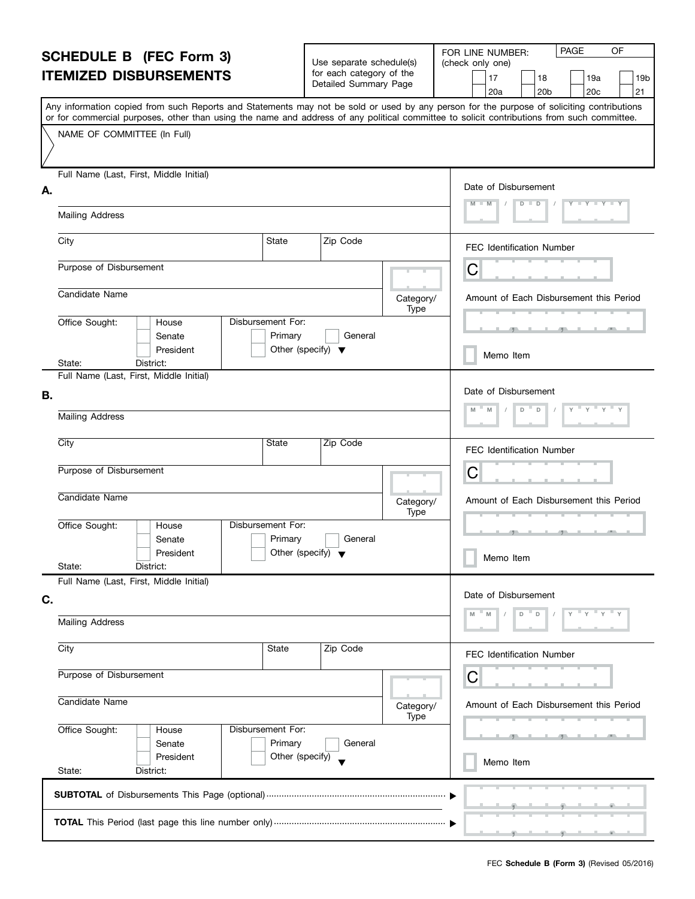# SCHEDULE B (FEC Form 3)
# ITEMIZED DISBURSEMENTS

Use separate schedule(s) for each category of the Detailed Summary Page

FOR LINE NUMBER: (check only one)

☐ 17 ☐ 18 ☐ 19a ☐ 19b
☐ 20a ☐ 20b ☐ 20c ☐ 21

PAGE ___ OF ___

Any information copied from such Reports and Statements may not be sold or used by any person for the purpose of soliciting contributions or for commercial purposes, other than using the name and address of any political committee to solicit contributions from such committee.

NAME OF COMMITTEE (In Full)

---

**A.**

Full Name (Last, First, Middle Initial)

Mailing Address

City | State | Zip Code

Purpose of Disbursement

Candidate Name

Category/Type

Office Sought: ☐ House ☐ Senate ☐ President

State: District:

Disbursement For: ☐ Primary ☐ General ☐ Other (specify) ▼

Date of Disbursement M M / D D / Y Y Y Y

FEC Identification Number C

Amount of Each Disbursement this Period

☐ Memo Item

---

**B.**

Full Name (Last, First, Middle Initial)

Mailing Address

City | State | Zip Code

Purpose of Disbursement

Candidate Name

Category/Type

Office Sought: ☐ House ☐ Senate ☐ President

State: District:

Disbursement For: ☐ Primary ☐ General ☐ Other (specify) ▼

Date of Disbursement M M / D D / Y Y Y Y

FEC Identification Number C

Amount of Each Disbursement this Period

☐ Memo Item

---

**C.**

Full Name (Last, First, Middle Initial)

Mailing Address

City | State | Zip Code

Purpose of Disbursement

Candidate Name

Category/Type

Office Sought: ☐ House ☐ Senate ☐ President

State: District:

Disbursement For: ☐ Primary ☐ General ☐ Other (specify) ▼

Date of Disbursement M M / D D / Y Y Y Y

FEC Identification Number C

Amount of Each Disbursement this Period

☐ Memo Item

---

**SUBTOTAL** of Disbursements This Page (optional) ▶

**TOTAL** This Period (last page this line number only) ▶

FEC **Schedule B (Form 3)** (Revised 05/2016)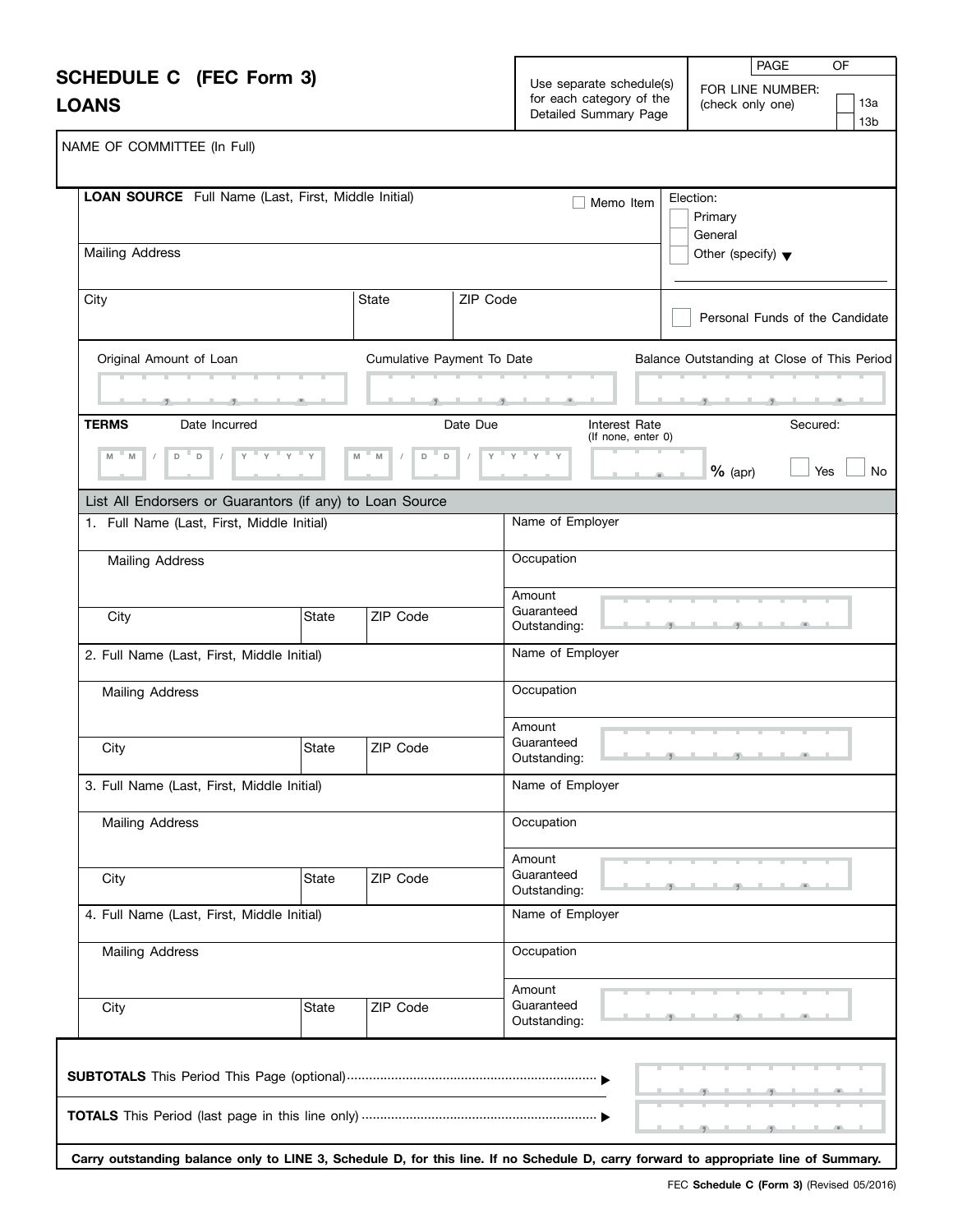# SCHEDULE C (FEC Form 3)
# LOANS

Use separate schedule(s) for each category of the Detailed Summary Page

PAGE ___ OF ___

FOR LINE NUMBER: (check only one)
☐ 13a
☐ 13b

NAME OF COMMITTEE (In Full)

| **LOAN SOURCE** Full Name (Last, First, Middle Initial) ☐ Memo Item | | | Election: ☐ Primary ☐ General ☐ Other (specify) ▼ |
|---|---|---|---|
| Mailing Address | | | |
| City | State | ZIP Code | ☐ Personal Funds of the Candidate |

| Original Amount of Loan | Cumulative Payment To Date | Balance Outstanding at Close of This Period |
|---|---|---|
| , , . | , , . | , , . |

| **TERMS** Date Incurred | Date Due | Interest Rate (If none, enter 0) | Secured: |
|---|---|---|---|
| M M / D D / Y Y Y Y | M M / D D / Y Y Y Y | . **%** (apr) | ☐ Yes ☐ No |

**List All Endorsers or Guarantors (if any) to Loan Source**

| 1. Full Name (Last, First, Middle Initial) | | | Name of Employer |
|---|---|---|---|
| Mailing Address | | | Occupation |
| City | State | ZIP Code | Amount Guaranteed Outstanding: , , . |
| **2.** Full Name (Last, First, Middle Initial) | | | Name of Employer |
| Mailing Address | | | Occupation |
| City | State | ZIP Code | Amount Guaranteed Outstanding: , , . |
| **3.** Full Name (Last, First, Middle Initial) | | | Name of Employer |
| Mailing Address | | | Occupation |
| City | State | ZIP Code | Amount Guaranteed Outstanding: , , . |
| **4.** Full Name (Last, First, Middle Initial) | | | Name of Employer |
| Mailing Address | | | Occupation |
| City | State | ZIP Code | Amount Guaranteed Outstanding: , , . |

**SUBTOTALS** This Period This Page (optional) ............................................ ▶ , , .

**TOTALS** This Period (last page in this line only) ............................................ ▶ , , .

**Carry outstanding balance only to LINE 3, Schedule D, for this line. If no Schedule D, carry forward to appropriate line of Summary.**

FEC **Schedule C (Form 3)** (Revised 05/2016)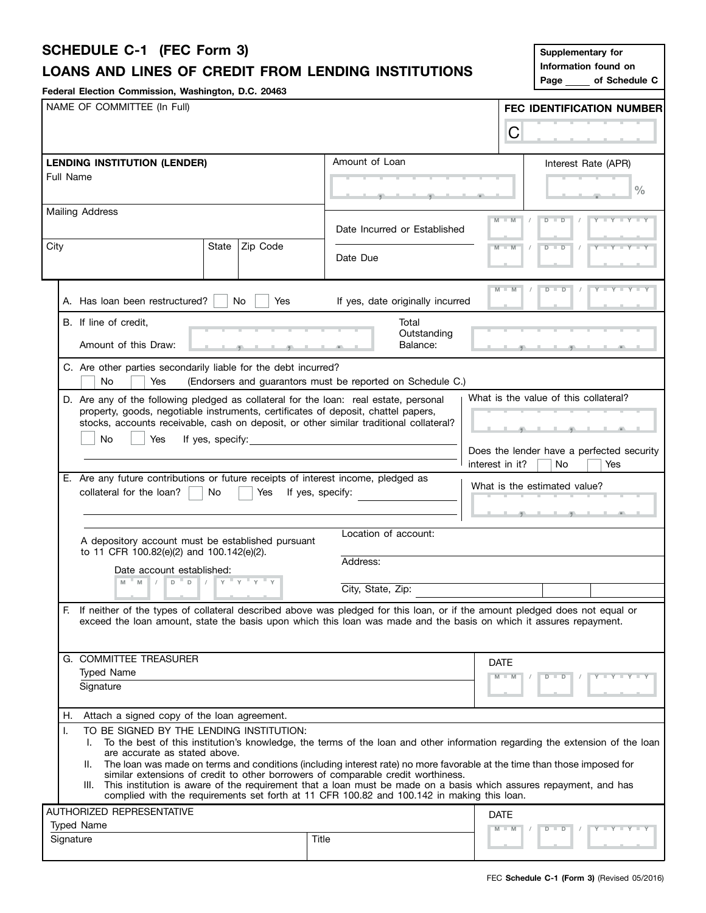# SCHEDULE C-1 (FEC Form 3)

## LOANS AND LINES OF CREDIT FROM LENDING INSTITUTIONS

**Federal Election Commission, Washington, D.C. 20463**

Supplementary for Information found on Page _____ of Schedule C

NAME OF COMMITTEE (In Full)

**FEC IDENTIFICATION NUMBER**

C

**LENDING INSTITUTION (LENDER)**

Full Name

Mailing Address

City | State | Zip Code

Amount of Loan

Interest Rate (APR) %

Date Incurred or Established M M / D D / Y Y Y Y

Date Due M M / D D / Y Y Y Y

A. Has loan been restructured? No Yes If yes, date originally incurred M M / D D / Y Y Y Y

B. If line of credit,

Amount of this Draw: Total Outstanding Balance:

C. Are other parties secondarily liable for the debt incurred?
No Yes (Endorsers and guarantors must be reported on Schedule C.)

D. Are any of the following pledged as collateral for the loan: real estate, personal property, goods, negotiable instruments, certificates of deposit, chattel papers, stocks, accounts receivable, cash on deposit, or other similar traditional collateral?
No Yes If yes, specify:

What is the value of this collateral?

Does the lender have a perfected security interest in it? No Yes

E. Are any future contributions or future receipts of interest income, pledged as collateral for the loan? No Yes If yes, specify:

What is the estimated value?

A depository account must be established pursuant to 11 CFR 100.82(e)(2) and 100.142(e)(2).

Date account established: M M / D D / Y Y Y Y

Location of account:

Address:

City, State, Zip:

F. If neither of the types of collateral described above was pledged for this loan, or if the amount pledged does not equal or exceed the loan amount, state the basis upon which this loan was made and the basis on which it assures repayment.

G. COMMITTEE TREASURER
Typed Name
Signature

DATE M M / D D / Y Y Y Y

H. Attach a signed copy of the loan agreement.

I. TO BE SIGNED BY THE LENDING INSTITUTION:
   I. To the best of this institution's knowledge, the terms of the loan and other information regarding the extension of the loan are accurate as stated above.
   II. The loan was made on terms and conditions (including interest rate) no more favorable at the time than those imposed for similar extensions of credit to other borrowers of comparable credit worthiness.
   III. This institution is aware of the requirement that a loan must be made on a basis which assures repayment, and has complied with the requirements set forth at 11 CFR 100.82 and 100.142 in making this loan.

AUTHORIZED REPRESENTATIVE
Typed Name
Signature | Title

DATE M M / D D / Y Y Y Y

FEC **Schedule C-1 (Form 3)** (Revised 05/2016)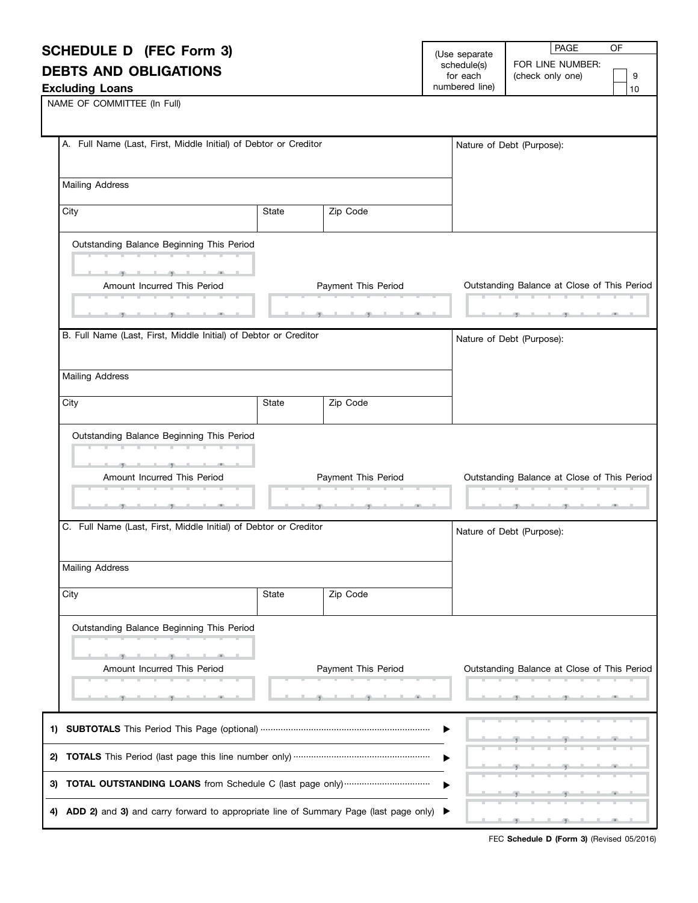# SCHEDULE D (FEC Form 3)

## DEBTS AND OBLIGATIONS

### Excluding Loans

(Use separate schedule(s) for each numbered line)

PAGE OF

FOR LINE NUMBER: (check only one)

- [ ] 9
- [ ] 10

NAME OF COMMITTEE (In Full)

---

A. Full Name (Last, First, Middle Initial) of Debtor or Creditor

Nature of Debt (Purpose):

Mailing Address

| City | State | Zip Code |
|---|---|---|
| | | |

Outstanding Balance Beginning This Period

| Amount Incurred This Period | Payment This Period | Outstanding Balance at Close of This Period |
|---|---|---|
| | | |

---

B. Full Name (Last, First, Middle Initial) of Debtor or Creditor

Nature of Debt (Purpose):

Mailing Address

| City | State | Zip Code |
|---|---|---|
| | | |

Outstanding Balance Beginning This Period

| Amount Incurred This Period | Payment This Period | Outstanding Balance at Close of This Period |
|---|---|---|
| | | |

---

C. Full Name (Last, First, Middle Initial) of Debtor or Creditor

Nature of Debt (Purpose):

Mailing Address

| City | State | Zip Code |
|---|---|---|
| | | |

Outstanding Balance Beginning This Period

| Amount Incurred This Period | Payment This Period | Outstanding Balance at Close of This Period |
|---|---|---|
| | | |

---

1) **SUBTOTALS** This Period This Page (optional) ▶

2) **TOTALS** This Period (last page this line number only) ▶

3) **TOTAL OUTSTANDING LOANS** from Schedule C (last page only) ▶

4) **ADD 2)** and **3)** and carry forward to appropriate line of Summary Page (last page only) ▶

FEC **Schedule D (Form 3)** (Revised 05/2016)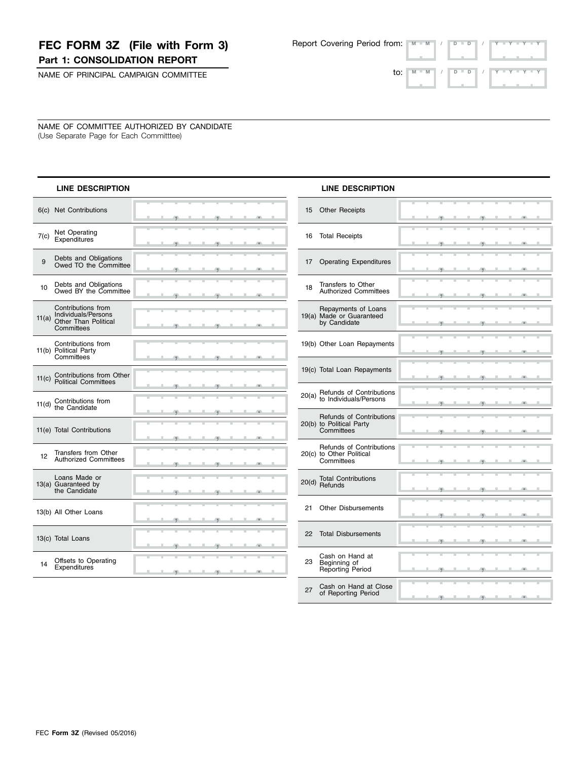# FEC FORM 3Z (File with Form 3)

**Part 1: CONSOLIDATION REPORT**

Report Covering Period from: M M / D D / Y Y Y Y

to: M M / D D / Y Y Y Y

NAME OF PRINCIPAL CAMPAIGN COMMITTEE

NAME OF COMMITTEE AUTHORIZED BY CANDIDATE
(Use Separate Page for Each Committtee)

| | LINE DESCRIPTION | |
|---|---|---|
| 6(c) | Net Contributions | , , . |
| 7(c) | Net Operating Expenditures | , , . |
| 9 | Debts and Obligations Owed TO the Committee | , , . |
| 10 | Debts and Obligations Owed BY the Committee | , , . |
| 11(a) | Contributions from Individuals/Persons Other Than Political Committees | , , . |
| 11(b) | Contributions from Political Party Committees | , , . |
| 11(c) | Contributions from Other Political Committees | , , . |
| 11(d) | Contributions from the Candidate | , , . |
| 11(e) | Total Contributions | , , . |
| 12 | Transfers from Other Authorized Committees | , , . |
| 13(a) | Loans Made or Guaranteed by the Candidate | , , . |
| 13(b) | All Other Loans | , , . |
| 13(c) | Total Loans | , , . |
| 14 | Offsets to Operating Expenditures | , , . |

| | LINE DESCRIPTION | |
|---|---|---|
| 15 | Other Receipts | , , . |
| 16 | Total Receipts | , , . |
| 17 | Operating Expenditures | , , . |
| 18 | Transfers to Other Authorized Committees | , , . |
| 19(a) | Repayments of Loans Made or Guaranteed by Candidate | , , . |
| 19(b) | Other Loan Repayments | , , . |
| 19(c) | Total Loan Repayments | , , . |
| 20(a) | Refunds of Contributions to Individuals/Persons | , , . |
| 20(b) | Refunds of Contributions to Political Party Committees | , , . |
| 20(c) | Refunds of Contributions to Other Political Committees | , , . |
| 20(d) | Total Contributions Refunds | , , . |
| 21 | Other Disbursements | , , . |
| 22 | Total Disbursements | , , . |
| 23 | Cash on Hand at Beginning of Reporting Period | , , . |
| 27 | Cash on Hand at Close of Reporting Period | , , . |

FEC **Form 3Z** (Revised 05/2016)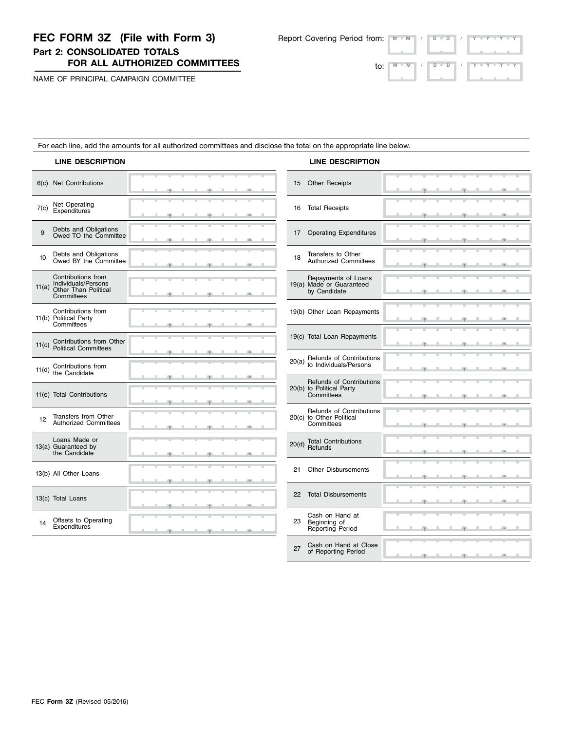# FEC FORM 3Z (File with Form 3)

## Part 2: CONSOLIDATED TOTALS FOR ALL AUTHORIZED COMMITTEES

Report Covering Period from: M M / D D / Y Y Y Y

to: M M / D D / Y Y Y Y

NAME OF PRINCIPAL CAMPAIGN COMMITTEE

For each line, add the amounts for all authorized committees and disclose the total on the appropriate line below.

| LINE DESCRIPTION | |
|---|---|
| 6(c) Net Contributions | , , . |
| 7(c) Net Operating Expenditures | , , . |
| 9 Debts and Obligations Owed TO the Committee | , , . |
| 10 Debts and Obligations Owed BY the Committee | , , . |
| 11(a) Contributions from Individuals/Persons Other Than Political Committees | , , . |
| 11(b) Contributions from Political Party Committees | , , . |
| 11(c) Contributions from Other Political Committees | , , . |
| 11(d) Contributions from the Candidate | , , . |
| 11(e) Total Contributions | , , . |
| 12 Transfers from Other Authorized Committees | , , . |
| 13(a) Loans Made or Guaranteed by the Candidate | , , . |
| 13(b) All Other Loans | , , . |
| 13(c) Total Loans | , , . |
| 14 Offsets to Operating Expenditures | , , . |

| LINE DESCRIPTION | |
|---|---|
| 15 Other Receipts | , , . |
| 16 Total Receipts | , , . |
| 17 Operating Expenditures | , , . |
| 18 Transfers to Other Authorized Committees | , , . |
| 19(a) Repayments of Loans Made or Guaranteed by Candidate | , , . |
| 19(b) Other Loan Repayments | , , . |
| 19(c) Total Loan Repayments | , , . |
| 20(a) Refunds of Contributions to Individuals/Persons | , , . |
| 20(b) Refunds of Contributions to Political Party Committees | , , . |
| 20(c) Refunds of Contributions to Other Political Committees | , , . |
| 20(d) Total Contributions Refunds | , , . |
| 21 Other Disbursements | , , . |
| 22 Total Disbursements | , , . |
| 23 Cash on Hand at Beginning of Reporting Period | , , . |
| 27 Cash on Hand at Close of Reporting Period | , , . |

FEC **Form 3Z** (Revised 05/2016)